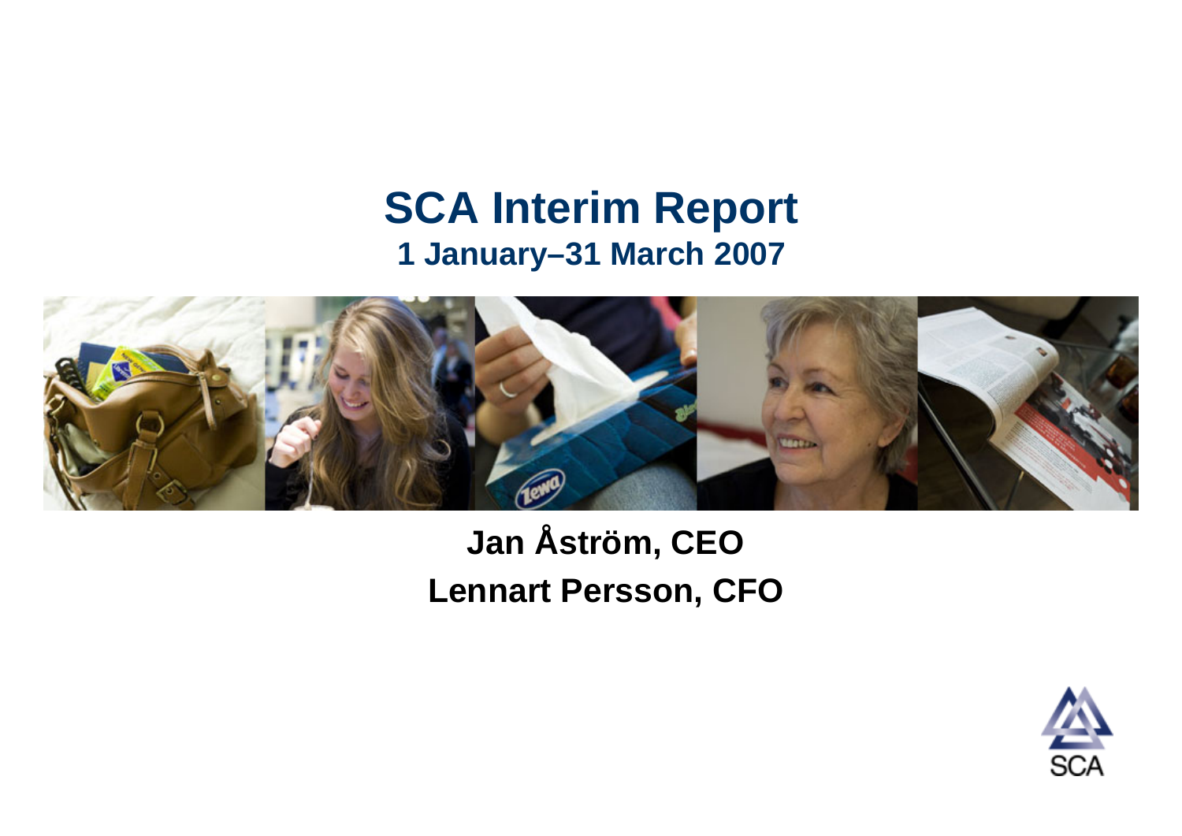# SCA Interim Report

## 1 January–31 March 2007

**Jan Åström, CEO**

**Lennart Persson, CFO**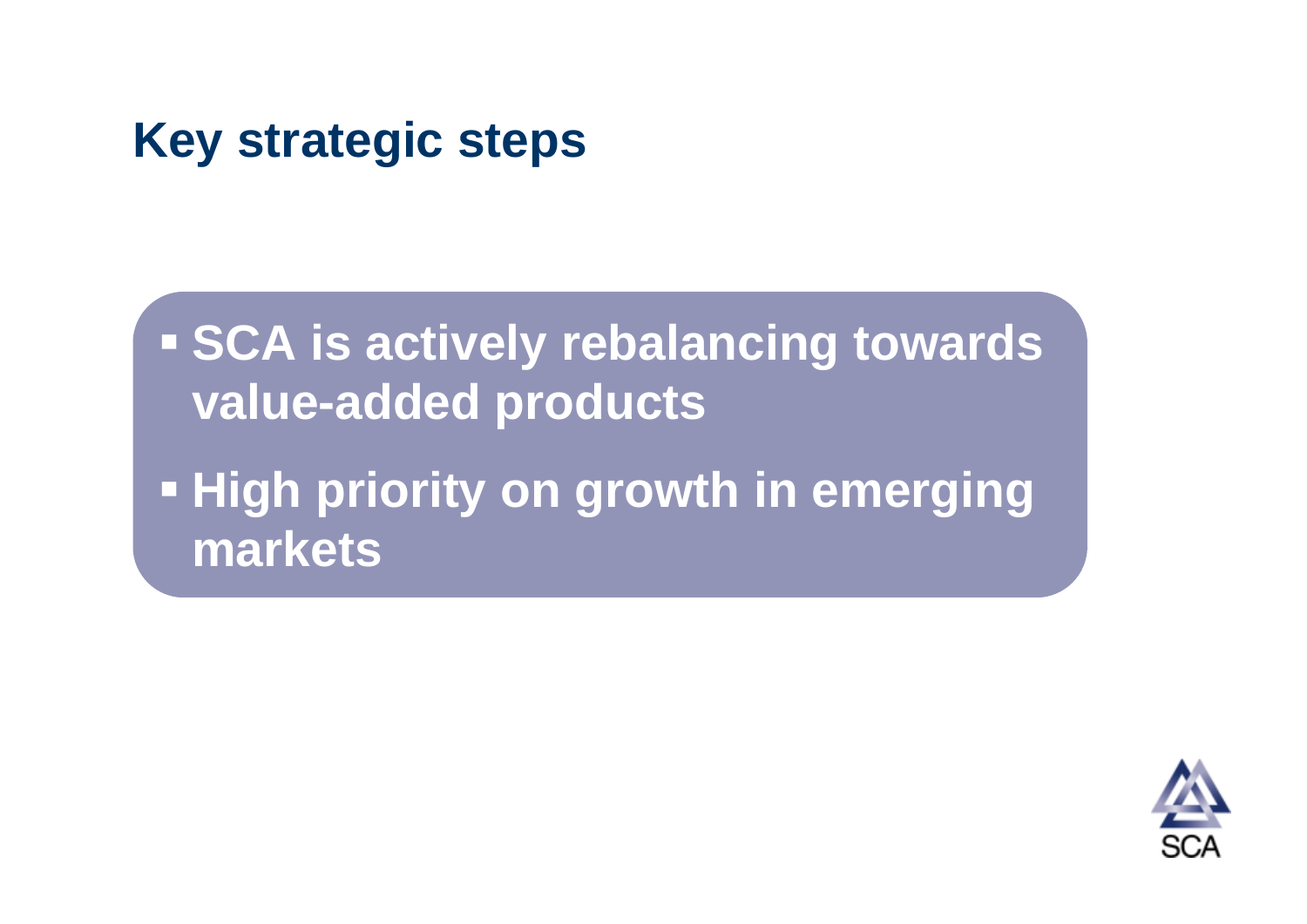# Key strategic steps

- SCA is actively rebalancing towards value-added products
- High priority on growth in emerging markets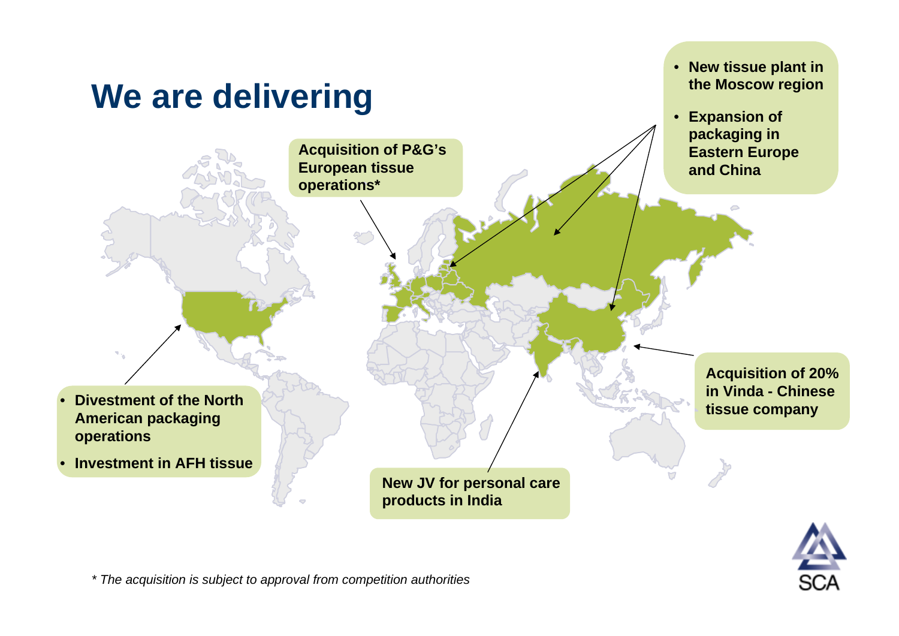# We are delivering

- New tissue plant in the Moscow region
- Expansion of packaging in Eastern Europe and China

Acquisition of P&G's European tissue operations*

Acquisition of 20% in Vinda - Chinese tissue company

- Divestment of the North American packaging operations
- Investment in AFH tissue

New JV for personal care products in India

*\* The acquisition is subject to approval from competition authorities*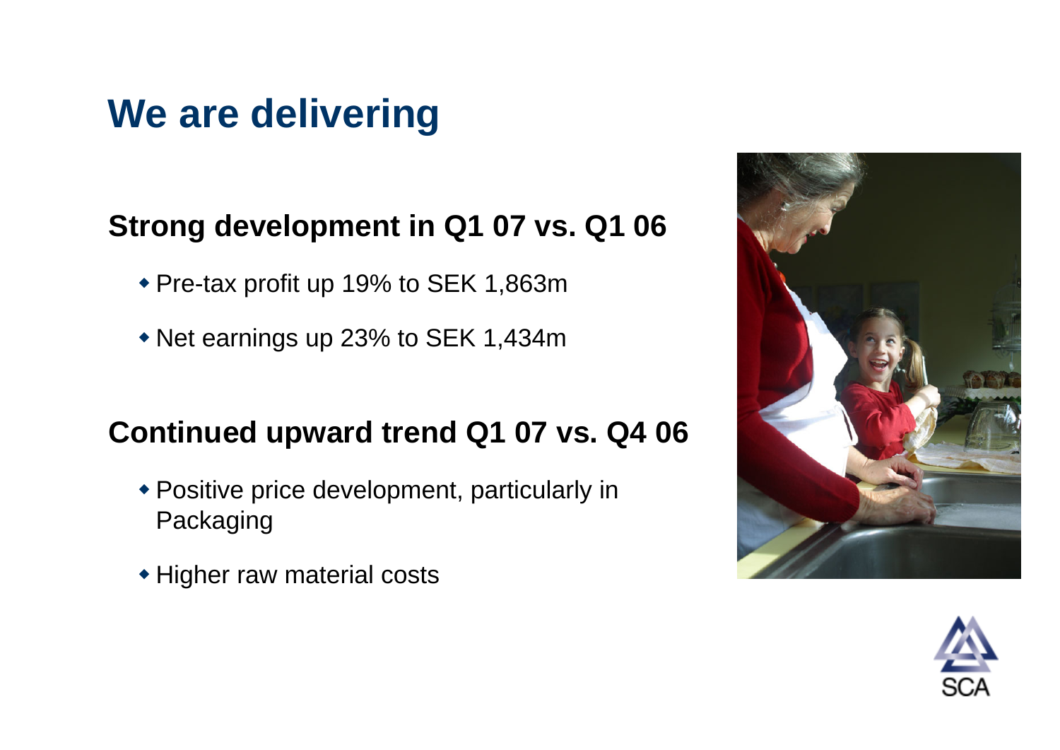# We are delivering

## Strong development in Q1 07 vs. Q1 06

- Pre-tax profit up 19% to SEK 1,863m
- Net earnings up 23% to SEK 1,434m

## Continued upward trend Q1 07 vs. Q4 06

- Positive price development, particularly in Packaging
- Higher raw material costs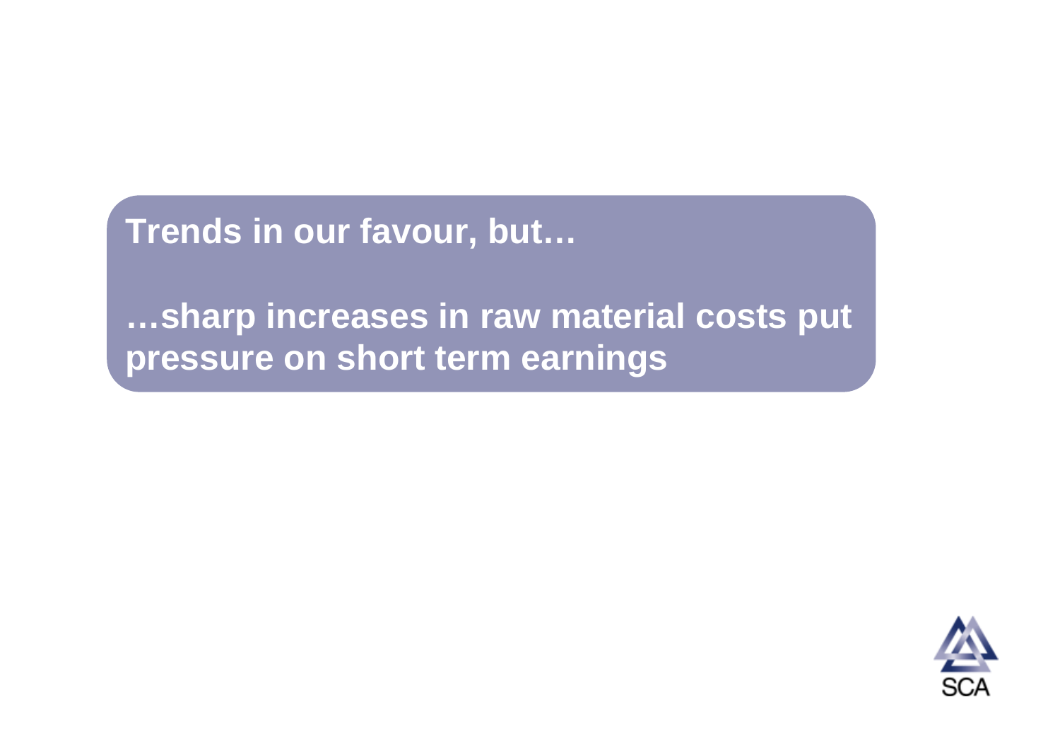**Trends in our favour, but…**

**…sharp increases in raw material costs put pressure on short term earnings**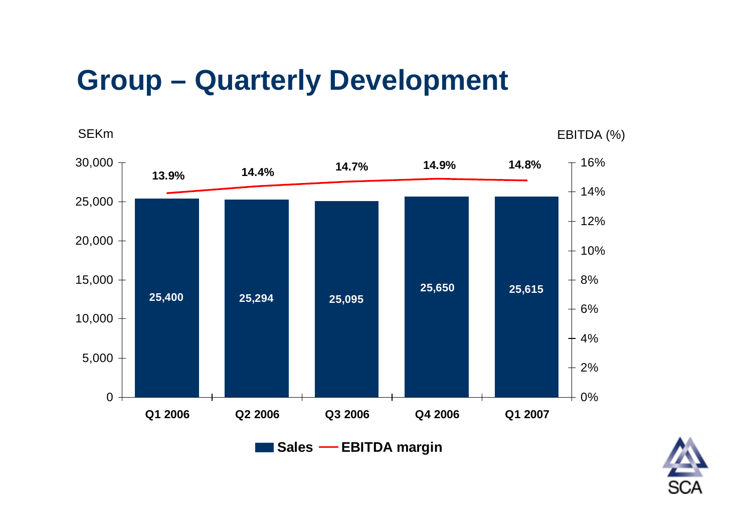# Group – Quarterly Development

| | Q1 2006 | Q2 2006 | Q3 2006 | Q4 2006 | Q1 2007 |
|---|---|---|---|---|---|
| Sales (SEKm) | 25,400 | 25,294 | 25,095 | 25,650 | 25,615 |
| EBITDA margin | 13.9% | 14.4% | 14.7% | 14.9% | 14.8% |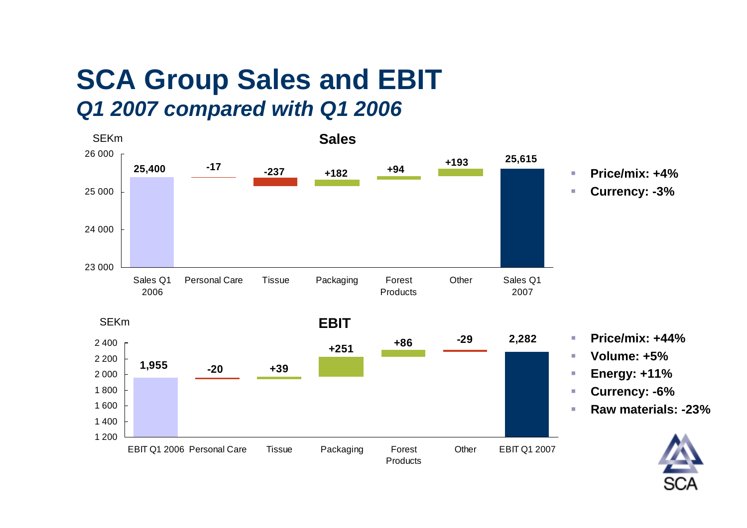# SCA Group Sales and EBIT

## *Q1 2007 compared with Q1 2006*

### Sales

SEKm

| Sales Q1 2006 | Personal Care | Tissue | Packaging | Forest Products | Other | Sales Q1 2007 |
|---|---|---|---|---|---|---|
| 25,400 | -17 | -237 | +182 | +94 | +193 | 25,615 |

- **Price/mix: +4%**
- **Currency: -3%**

### EBIT

SEKm

| EBIT Q1 2006 | Personal Care | Tissue | Packaging | Forest Products | Other | EBIT Q1 2007 |
|---|---|---|---|---|---|---|
| 1,955 | -20 | +39 | +251 | +86 | -29 | 2,282 |

- **Price/mix: +44%**
- **Volume: +5%**
- **Energy: +11%**
- **Currency: -6%**
- **Raw materials: -23%**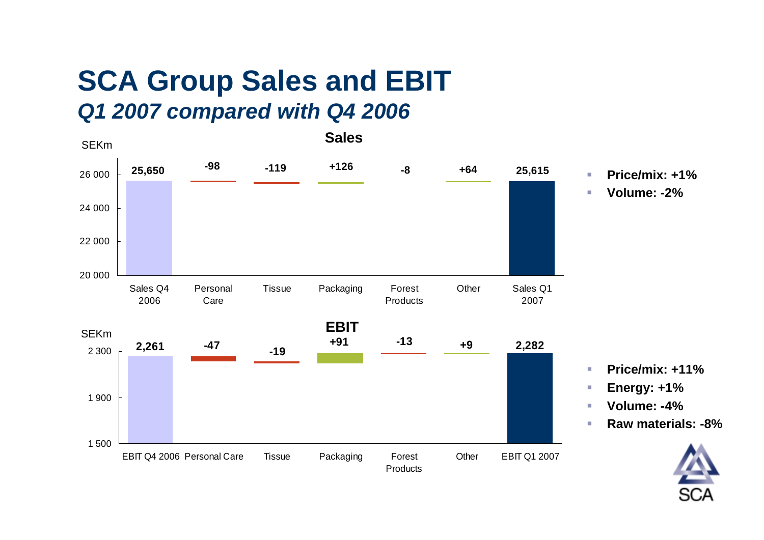# SCA Group Sales and EBIT

## *Q1 2007 compared with Q4 2006*

### Sales

SEKm

| Sales Q4 2006 | Personal Care | Tissue | Packaging | Forest Products | Other | Sales Q1 2007 |
|---|---|---|---|---|---|---|
| 25,650 | -98 | -119 | +126 | -8 | +64 | 25,615 |

- **Price/mix: +1%**
- **Volume: -2%**

### EBIT

SEKm

| EBIT Q4 2006 | Personal Care | Tissue | Packaging | Forest Products | Other | EBIT Q1 2007 |
|---|---|---|---|---|---|---|
| 2,261 | -47 | -19 | +91 | -13 | +9 | 2,282 |

- **Price/mix: +11%**
- **Energy: +1%**
- **Volume: -4%**
- **Raw materials: -8%**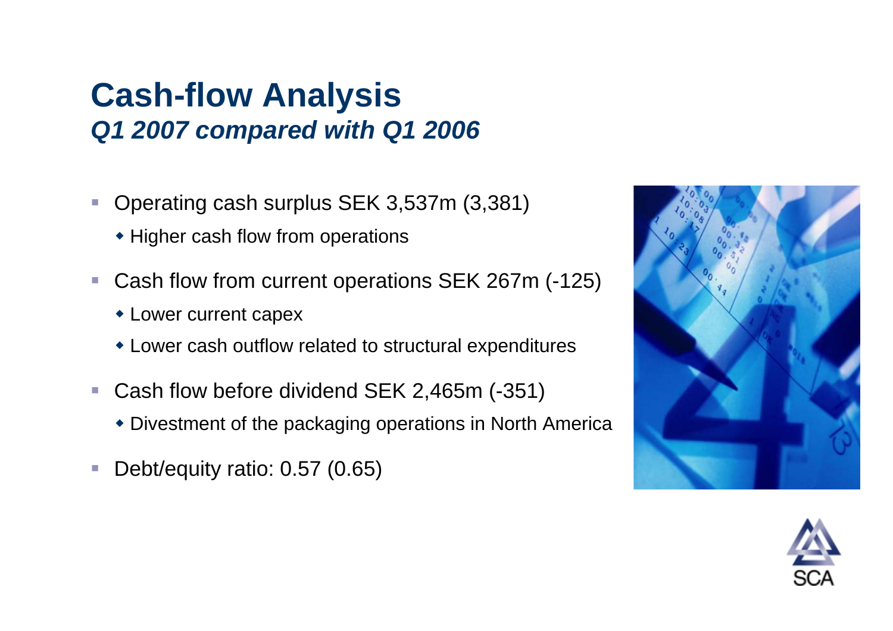# Cash-flow Analysis
## *Q1 2007 compared with Q1 2006*

- Operating cash surplus SEK 3,537m (3,381)
  - Higher cash flow from operations
- Cash flow from current operations SEK 267m (-125)
  - Lower current capex
  - Lower cash outflow related to structural expenditures
- Cash flow before dividend SEK 2,465m (-351)
  - Divestment of the packaging operations in North America
- Debt/equity ratio: 0.57 (0.65)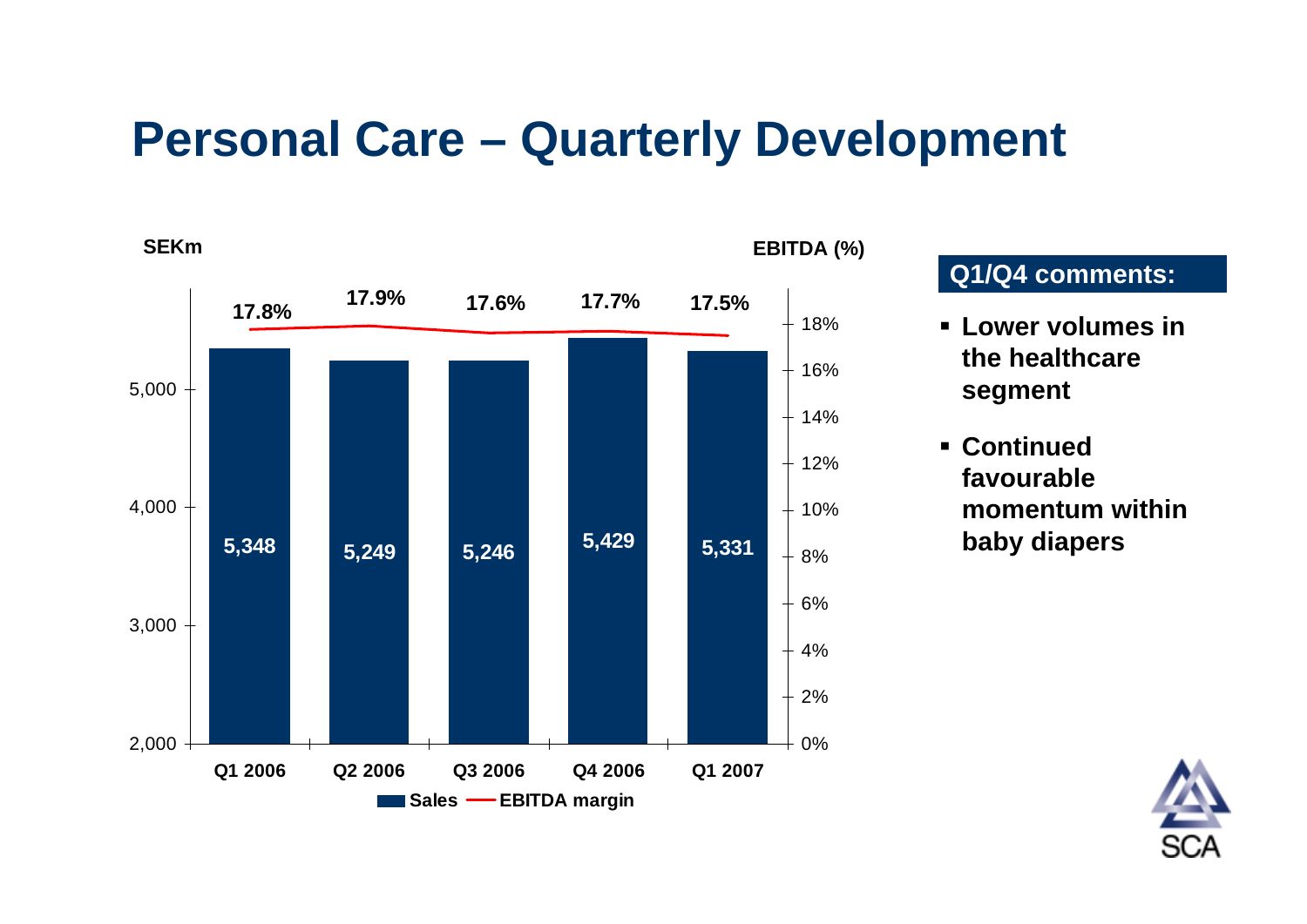# Personal Care – Quarterly Development

SEKm | EBITDA (%)

| | Q1 2006 | Q2 2006 | Q3 2006 | Q4 2006 | Q1 2007 |
|---|---|---|---|---|---|
| Sales | 5,348 | 5,249 | 5,246 | 5,429 | 5,331 |
| EBITDA margin | 17.8% | 17.9% | 17.6% | 17.7% | 17.5% |

**Q1/Q4 comments:**

- **Lower volumes in the healthcare segment**
- **Continued favourable momentum within baby diapers**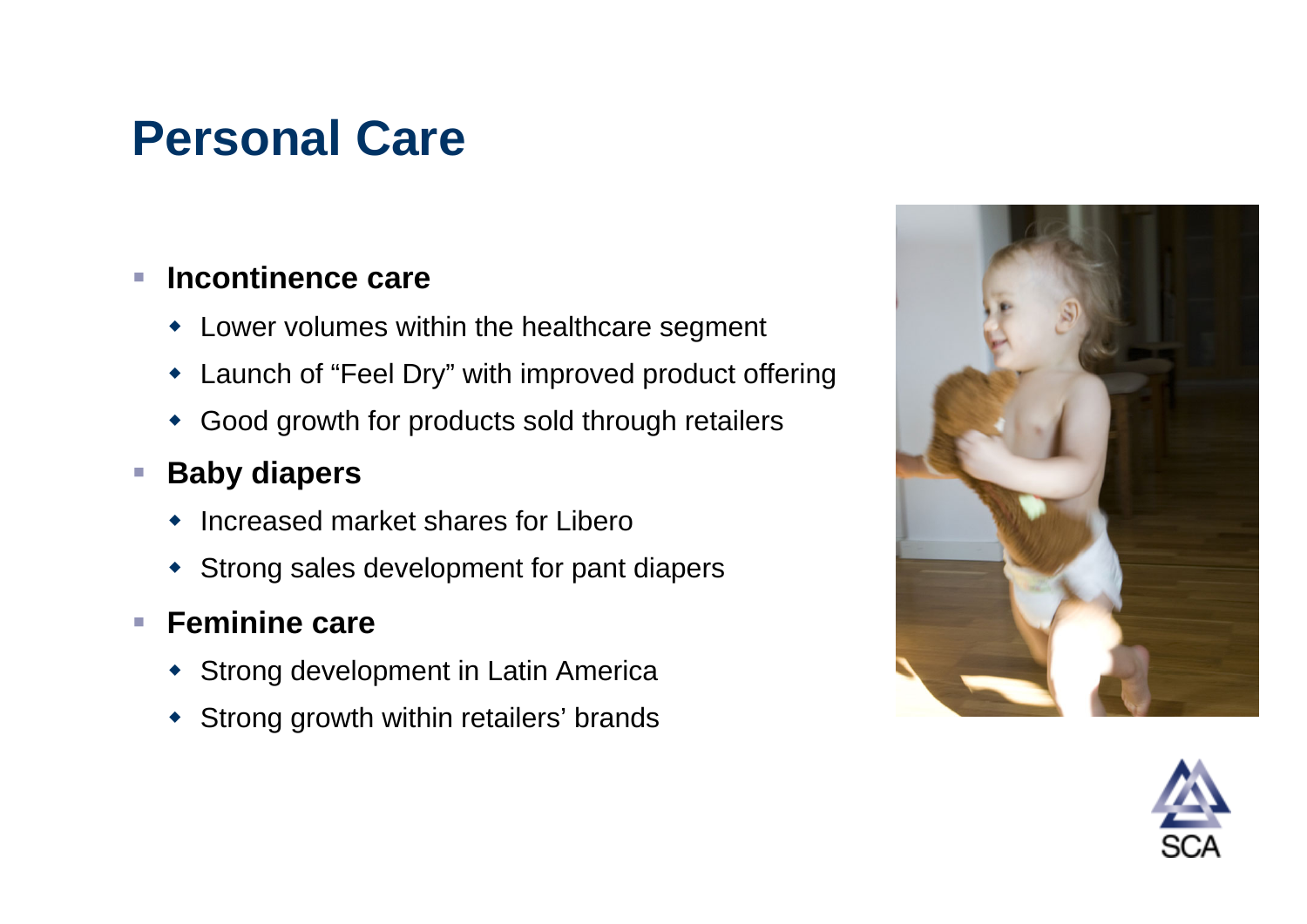# Personal Care

- **Incontinence care**
  - Lower volumes within the healthcare segment
  - Launch of "Feel Dry" with improved product offering
  - Good growth for products sold through retailers
- **Baby diapers**
  - Increased market shares for Libero
  - Strong sales development for pant diapers
- **Feminine care**
  - Strong development in Latin America
  - Strong growth within retailers' brands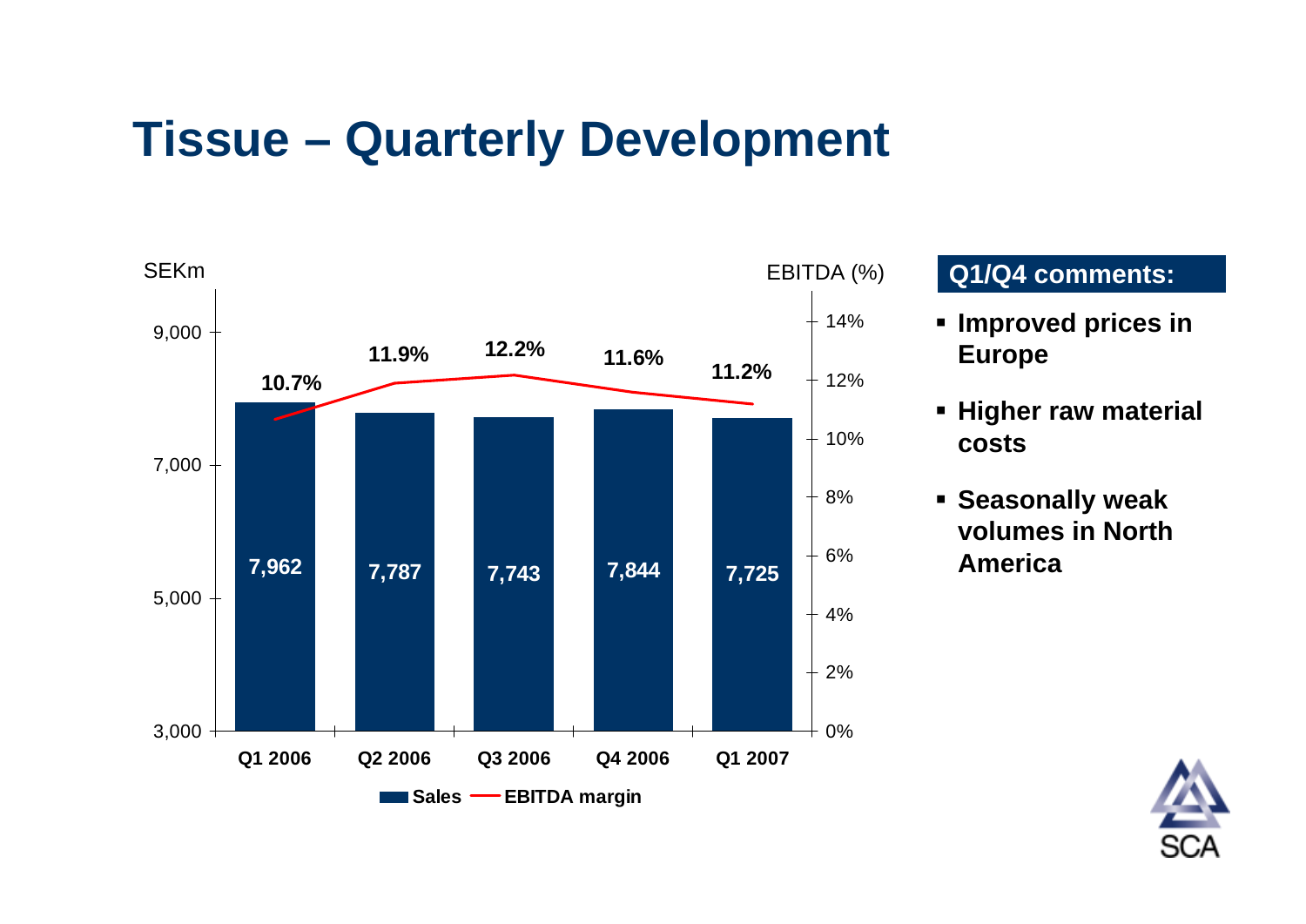# Tissue – Quarterly Development

| | Q1 2006 | Q2 2006 | Q3 2006 | Q4 2006 | Q1 2007 |
|---|---|---|---|---|---|
| Sales (SEKm) | 7,962 | 7,787 | 7,743 | 7,844 | 7,725 |
| EBITDA margin | 10.7% | 11.9% | 12.2% | 11.6% | 11.2% |

**Q1/Q4 comments:**

- **Improved prices in Europe**
- **Higher raw material costs**
- **Seasonally weak volumes in North America**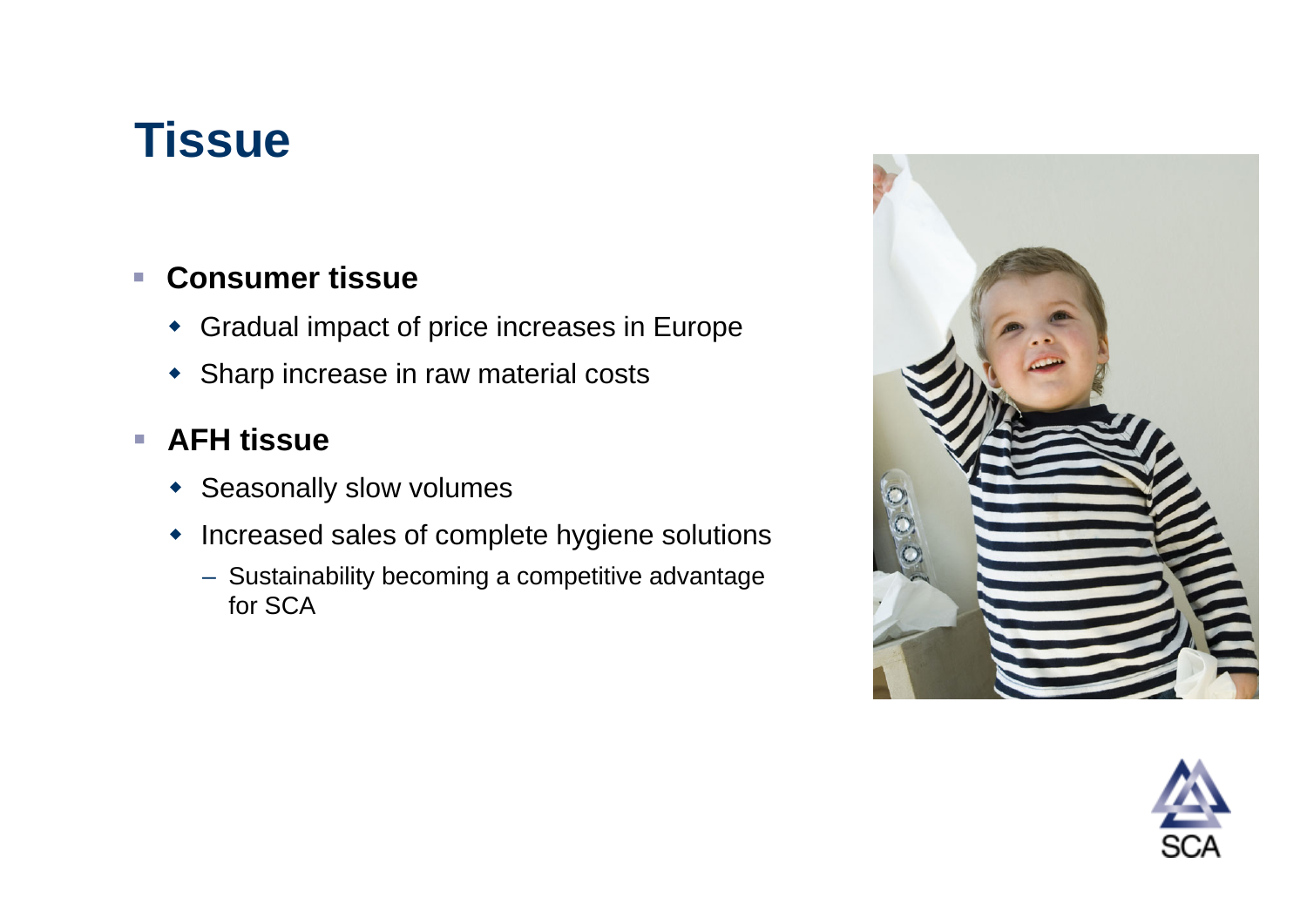# Tissue

- **Consumer tissue**
  - Gradual impact of price increases in Europe
  - Sharp increase in raw material costs
- **AFH tissue**
  - Seasonally slow volumes
  - Increased sales of complete hygiene solutions
    - Sustainability becoming a competitive advantage for SCA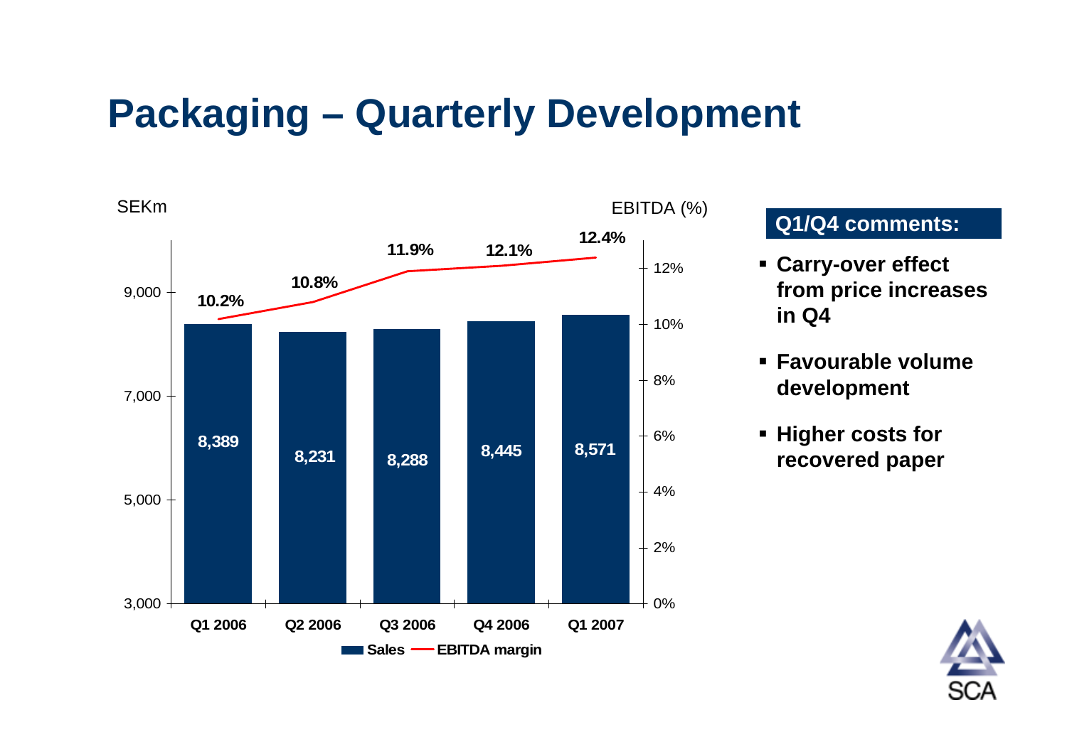# Packaging – Quarterly Development

| | Q1 2006 | Q2 2006 | Q3 2006 | Q4 2006 | Q1 2007 |
|---|---|---|---|---|---|
| Sales (SEKm) | 8,389 | 8,231 | 8,288 | 8,445 | 8,571 |
| EBITDA margin (%) | 10.2% | 10.8% | 11.9% | 12.1% | 12.4% |

**Q1/Q4 comments:**

- **Carry-over effect from price increases in Q4**
- **Favourable volume development**
- **Higher costs for recovered paper**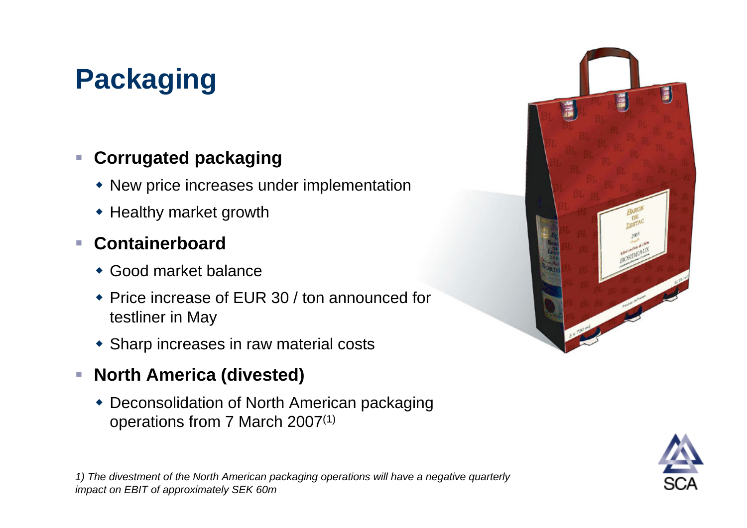# Packaging

- **Corrugated packaging**
  - New price increases under implementation
  - Healthy market growth
- **Containerboard**
  - Good market balance
  - Price increase of EUR 30 / ton announced for testliner in May
  - Sharp increases in raw material costs
- **North America (divested)**
  - Deconsolidation of North American packaging operations from 7 March 2007[1]

*1) The divestment of the North American packaging operations will have a negative quarterly impact on EBIT of approximately SEK 60m*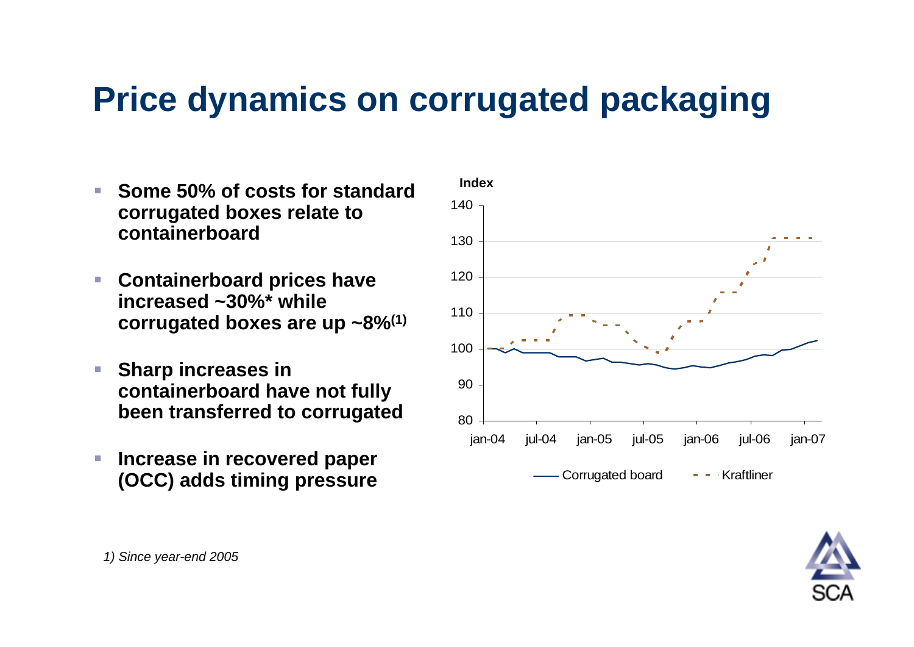# Price dynamics on corrugated packaging

- **Some 50% of costs for standard corrugated boxes relate to containerboard**
- **Containerboard prices have increased ~30%* while corrugated boxes are up ~8%[1]**
- **Sharp increases in containerboard have not fully been transferred to corrugated**
- **Increase in recovered paper (OCC) adds timing pressure**

Index

140
130
120
110
100
90
80

jan-04 jul-04 jan-05 jul-05 jan-06 jul-06 jan-07

Corrugated board — Kraftliner

*1) Since year-end 2005*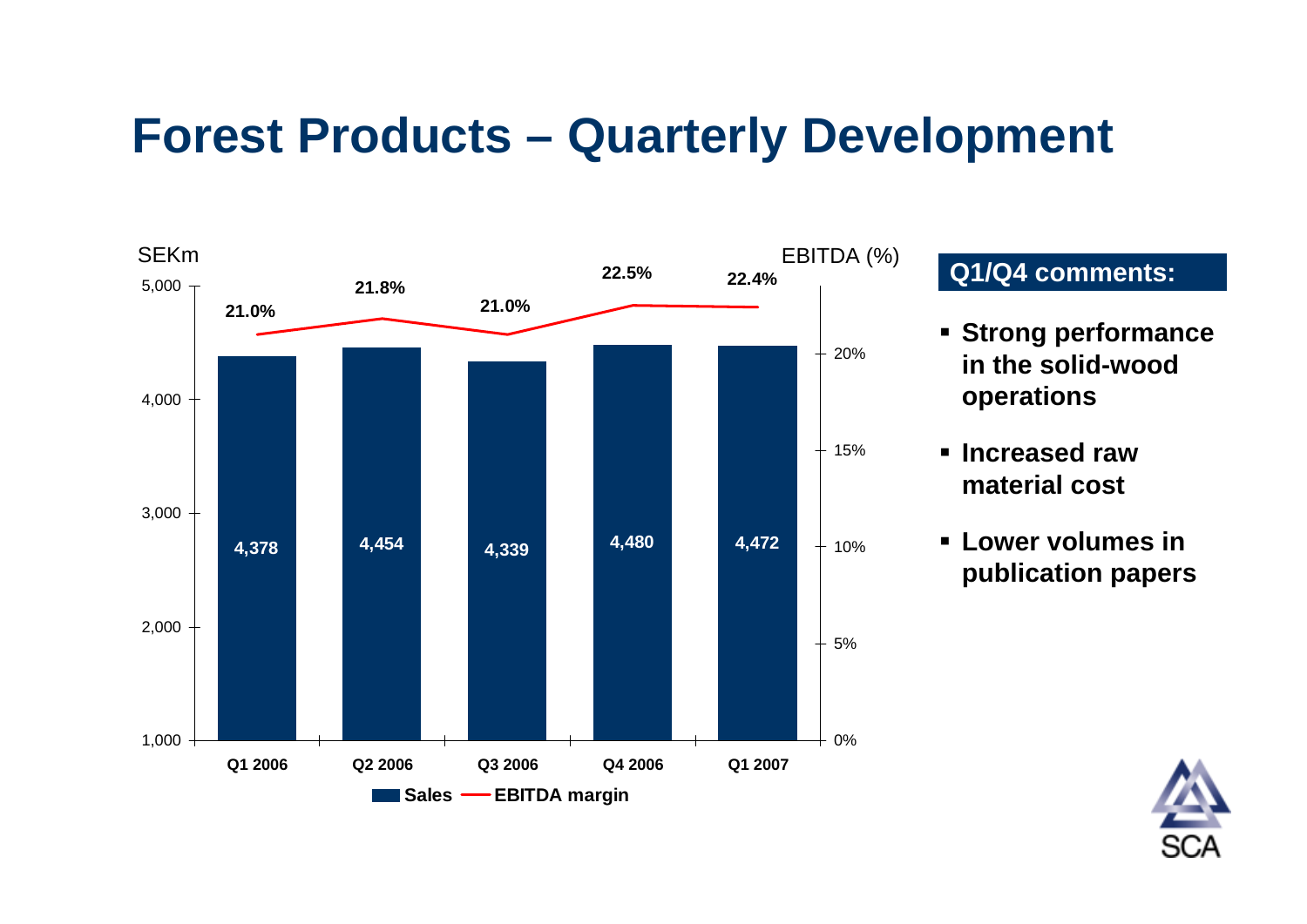# Forest Products – Quarterly Development

| | Q1 2006 | Q2 2006 | Q3 2006 | Q4 2006 | Q1 2007 |
|---|---|---|---|---|---|
| Sales (SEKm) | 4,378 | 4,454 | 4,339 | 4,480 | 4,472 |
| EBITDA margin | 21.0% | 21.8% | 21.0% | 22.5% | 22.4% |

## Q1/Q4 comments:

- **Strong performance in the solid-wood operations**
- **Increased raw material cost**
- **Lower volumes in publication papers**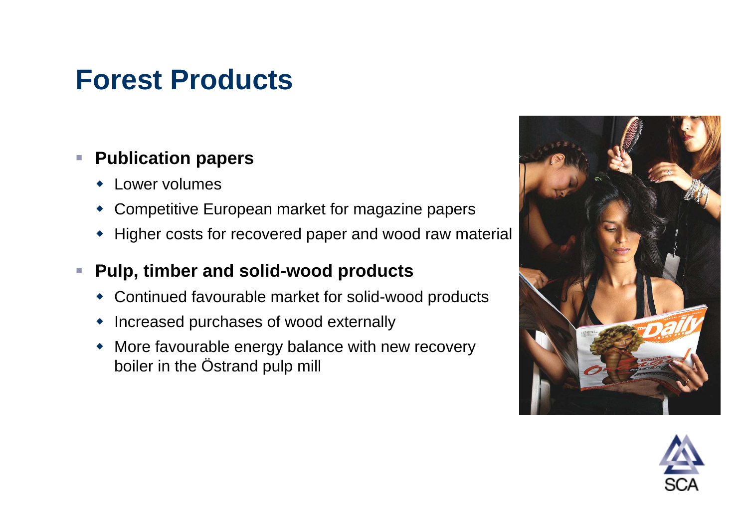# Forest Products

- **Publication papers**
  - Lower volumes
  - Competitive European market for magazine papers
  - Higher costs for recovered paper and wood raw material
- **Pulp, timber and solid-wood products**
  - Continued favourable market for solid-wood products
  - Increased purchases of wood externally
  - More favourable energy balance with new recovery boiler in the Östrand pulp mill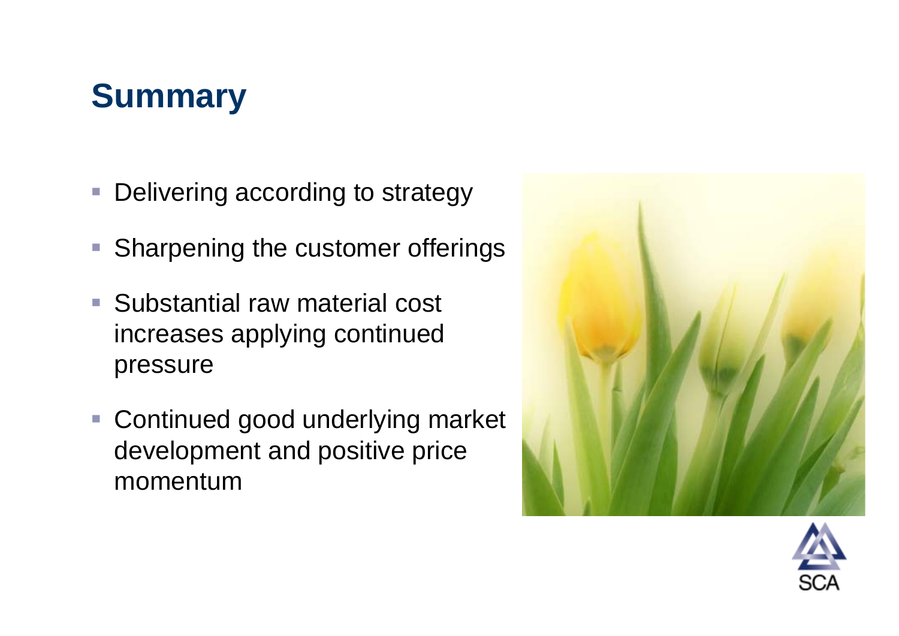# Summary

- Delivering according to strategy
- Sharpening the customer offerings
- Substantial raw material cost increases applying continued pressure
- Continued good underlying market development and positive price momentum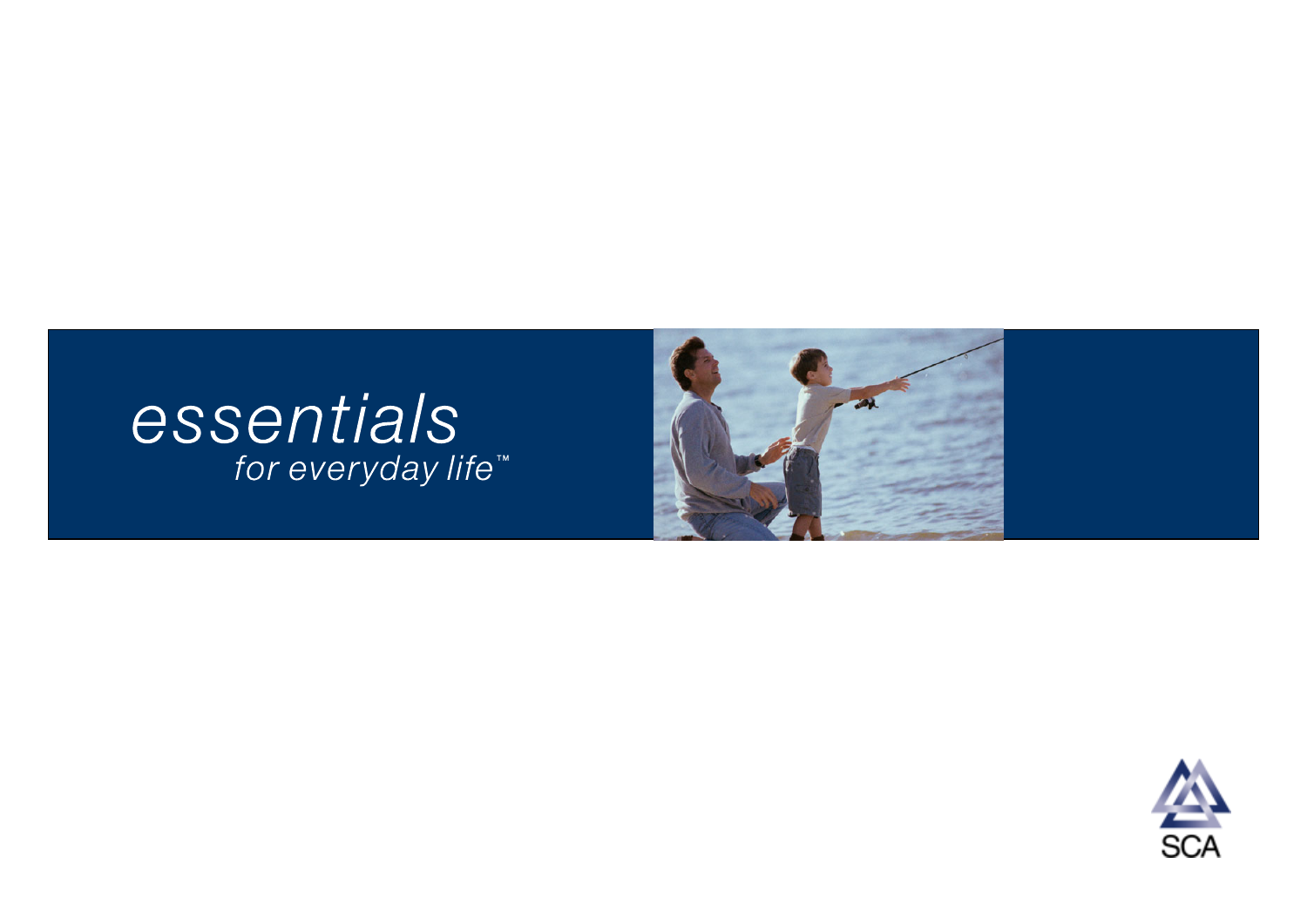essentials
*for everyday life*™

SCA